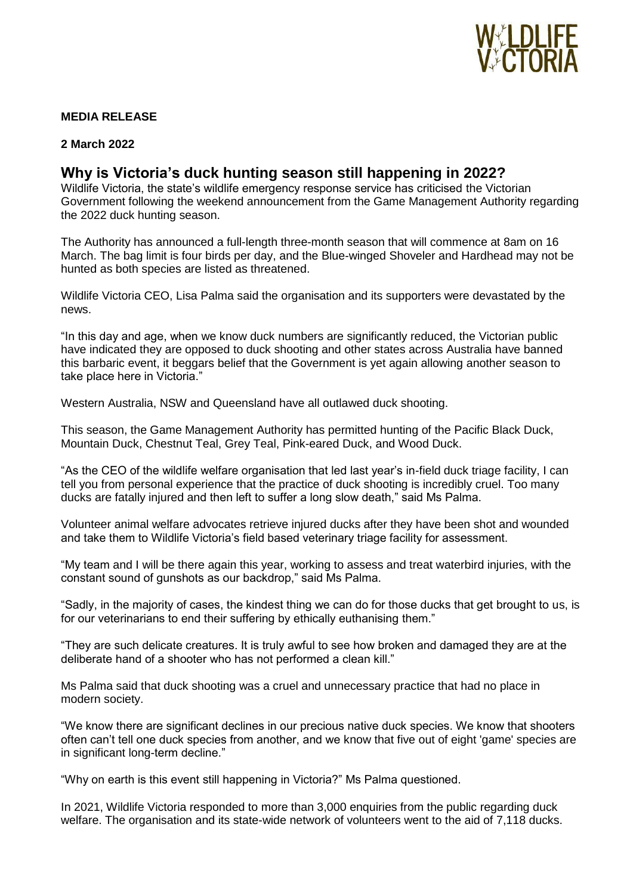**MEDIA RELEASE**

**2 March 2022**

## Why is Victoria's duck hunting season still happening in 2022?

Wildlife Victoria, the state's wildlife emergency response service has criticised the Victorian Government following the weekend announcement from the Game Management Authority regarding the 2022 duck hunting season.

The Authority has announced a full-length three-month season that will commence at 8am on 16 March. The bag limit is four birds per day, and the Blue-winged Shoveler and Hardhead may not be hunted as both species are listed as threatened.

Wildlife Victoria CEO, Lisa Palma said the organisation and its supporters were devastated by the news.

"In this day and age, when we know duck numbers are significantly reduced, the Victorian public have indicated they are opposed to duck shooting and other states across Australia have banned this barbaric event, it beggars belief that the Government is yet again allowing another season to take place here in Victoria."

Western Australia, NSW and Queensland have all outlawed duck shooting.

This season, the Game Management Authority has permitted hunting of the Pacific Black Duck, Mountain Duck, Chestnut Teal, Grey Teal, Pink-eared Duck, and Wood Duck.

"As the CEO of the wildlife welfare organisation that led last year's in-field duck triage facility, I can tell you from personal experience that the practice of duck shooting is incredibly cruel. Too many ducks are fatally injured and then left to suffer a long slow death," said Ms Palma.

Volunteer animal welfare advocates retrieve injured ducks after they have been shot and wounded and take them to Wildlife Victoria's field based veterinary triage facility for assessment.

"My team and I will be there again this year, working to assess and treat waterbird injuries, with the constant sound of gunshots as our backdrop," said Ms Palma.

"Sadly, in the majority of cases, the kindest thing we can do for those ducks that get brought to us, is for our veterinarians to end their suffering by ethically euthanising them."

"They are such delicate creatures. It is truly awful to see how broken and damaged they are at the deliberate hand of a shooter who has not performed a clean kill."

Ms Palma said that duck shooting was a cruel and unnecessary practice that had no place in modern society.

"We know there are significant declines in our precious native duck species. We know that shooters often can't tell one duck species from another, and we know that five out of eight 'game' species are in significant long-term decline."

"Why on earth is this event still happening in Victoria?" Ms Palma questioned.

In 2021, Wildlife Victoria responded to more than 3,000 enquiries from the public regarding duck welfare. The organisation and its state-wide network of volunteers went to the aid of 7,118 ducks.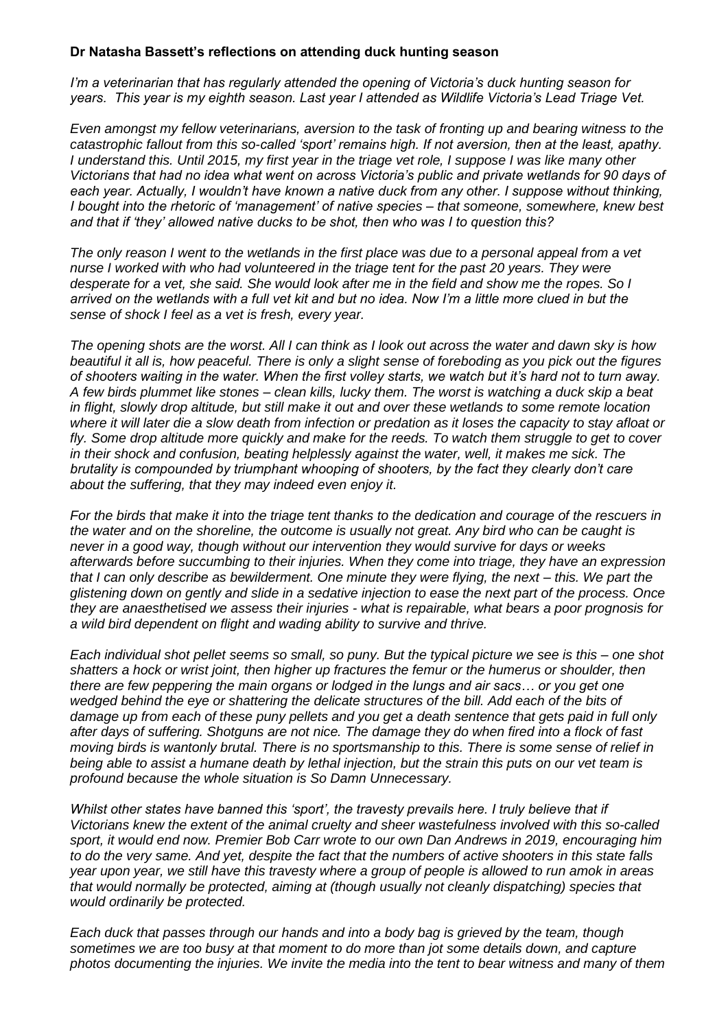**Dr Natasha Bassett's reflections on attending duck hunting season**

*I'm a veterinarian that has regularly attended the opening of Victoria's duck hunting season for years. This year is my eighth season. Last year I attended as Wildlife Victoria's Lead Triage Vet.*

*Even amongst my fellow veterinarians, aversion to the task of fronting up and bearing witness to the catastrophic fallout from this so-called 'sport' remains high. If not aversion, then at the least, apathy. I understand this. Until 2015, my first year in the triage vet role, I suppose I was like many other Victorians that had no idea what went on across Victoria's public and private wetlands for 90 days of each year. Actually, I wouldn't have known a native duck from any other. I suppose without thinking, I bought into the rhetoric of 'management' of native species – that someone, somewhere, knew best and that if 'they' allowed native ducks to be shot, then who was I to question this?*

*The only reason I went to the wetlands in the first place was due to a personal appeal from a vet nurse I worked with who had volunteered in the triage tent for the past 20 years. They were desperate for a vet, she said. She would look after me in the field and show me the ropes. So I arrived on the wetlands with a full vet kit and but no idea. Now I'm a little more clued in but the sense of shock I feel as a vet is fresh, every year.*

*The opening shots are the worst. All I can think as I look out across the water and dawn sky is how beautiful it all is, how peaceful. There is only a slight sense of foreboding as you pick out the figures of shooters waiting in the water. When the first volley starts, we watch but it's hard not to turn away. A few birds plummet like stones – clean kills, lucky them. The worst is watching a duck skip a beat in flight, slowly drop altitude, but still make it out and over these wetlands to some remote location where it will later die a slow death from infection or predation as it loses the capacity to stay afloat or fly. Some drop altitude more quickly and make for the reeds. To watch them struggle to get to cover in their shock and confusion, beating helplessly against the water, well, it makes me sick. The brutality is compounded by triumphant whooping of shooters, by the fact they clearly don't care about the suffering, that they may indeed even enjoy it.*

*For the birds that make it into the triage tent thanks to the dedication and courage of the rescuers in the water and on the shoreline, the outcome is usually not great. Any bird who can be caught is never in a good way, though without our intervention they would survive for days or weeks afterwards before succumbing to their injuries. When they come into triage, they have an expression that I can only describe as bewilderment. One minute they were flying, the next – this. We part the glistening down on gently and slide in a sedative injection to ease the next part of the process. Once they are anaesthetised we assess their injuries - what is repairable, what bears a poor prognosis for a wild bird dependent on flight and wading ability to survive and thrive.*

*Each individual shot pellet seems so small, so puny. But the typical picture we see is this – one shot shatters a hock or wrist joint, then higher up fractures the femur or the humerus or shoulder, then there are few peppering the main organs or lodged in the lungs and air sacs… or you get one wedged behind the eye or shattering the delicate structures of the bill. Add each of the bits of damage up from each of these puny pellets and you get a death sentence that gets paid in full only after days of suffering. Shotguns are not nice. The damage they do when fired into a flock of fast moving birds is wantonly brutal. There is no sportsmanship to this. There is some sense of relief in being able to assist a humane death by lethal injection, but the strain this puts on our vet team is profound because the whole situation is So Damn Unnecessary.*

*Whilst other states have banned this 'sport', the travesty prevails here. I truly believe that if Victorians knew the extent of the animal cruelty and sheer wastefulness involved with this so-called sport, it would end now. Premier Bob Carr wrote to our own Dan Andrews in 2019, encouraging him to do the very same. And yet, despite the fact that the numbers of active shooters in this state falls year upon year, we still have this travesty where a group of people is allowed to run amok in areas that would normally be protected, aiming at (though usually not cleanly dispatching) species that would ordinarily be protected.*

*Each duck that passes through our hands and into a body bag is grieved by the team, though sometimes we are too busy at that moment to do more than jot some details down, and capture photos documenting the injuries. We invite the media into the tent to bear witness and many of them*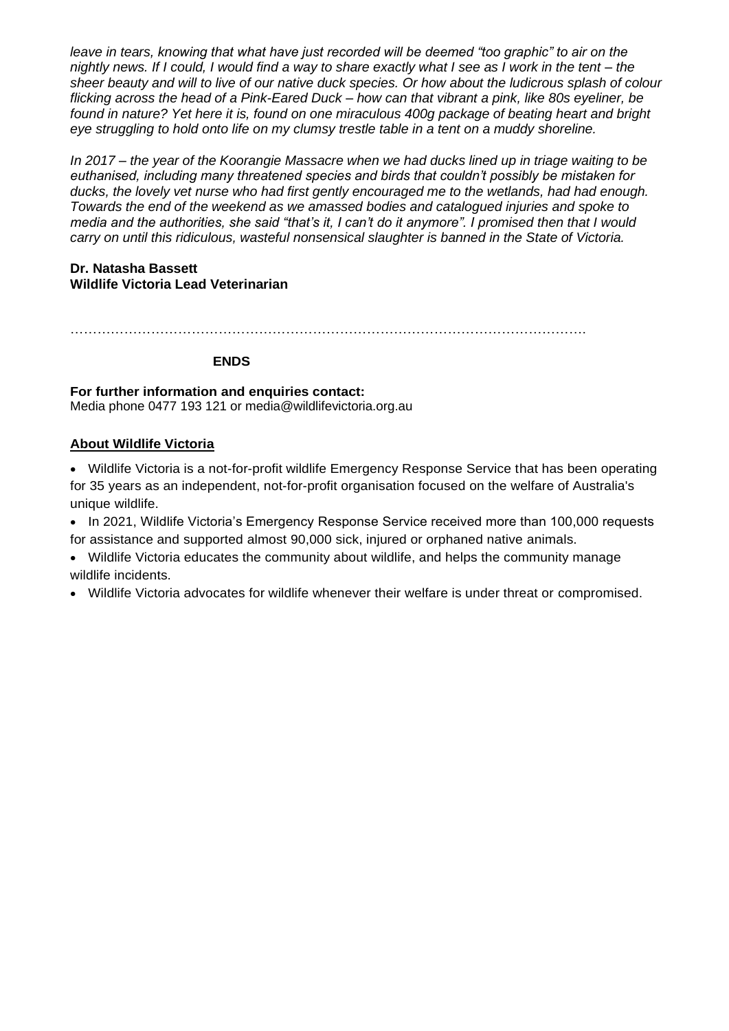*leave in tears, knowing that what have just recorded will be deemed "too graphic" to air on the nightly news. If I could, I would find a way to share exactly what I see as I work in the tent – the sheer beauty and will to live of our native duck species. Or how about the ludicrous splash of colour flicking across the head of a Pink-Eared Duck – how can that vibrant a pink, like 80s eyeliner, be found in nature? Yet here it is, found on one miraculous 400g package of beating heart and bright eye struggling to hold onto life on my clumsy trestle table in a tent on a muddy shoreline.*

*In 2017 – the year of the Koorangie Massacre when we had ducks lined up in triage waiting to be euthanised, including many threatened species and birds that couldn't possibly be mistaken for ducks, the lovely vet nurse who had first gently encouraged me to the wetlands, had had enough. Towards the end of the weekend as we amassed bodies and catalogued injuries and spoke to media and the authorities, she said "that's it, I can't do it anymore". I promised then that I would carry on until this ridiculous, wasteful nonsensical slaughter is banned in the State of Victoria.*

**Dr. Natasha Bassett**
**Wildlife Victoria Lead Veterinarian**

……………………………………………………………………………………………………

**ENDS**

**For further information and enquiries contact:**
Media phone 0477 193 121 or media@wildlifevictoria.org.au

**About Wildlife Victoria**

- Wildlife Victoria is a not-for-profit wildlife Emergency Response Service that has been operating for 35 years as an independent, not-for-profit organisation focused on the welfare of Australia's unique wildlife.
- In 2021, Wildlife Victoria's Emergency Response Service received more than 100,000 requests for assistance and supported almost 90,000 sick, injured or orphaned native animals.
- Wildlife Victoria educates the community about wildlife, and helps the community manage wildlife incidents.
- Wildlife Victoria advocates for wildlife whenever their welfare is under threat or compromised.